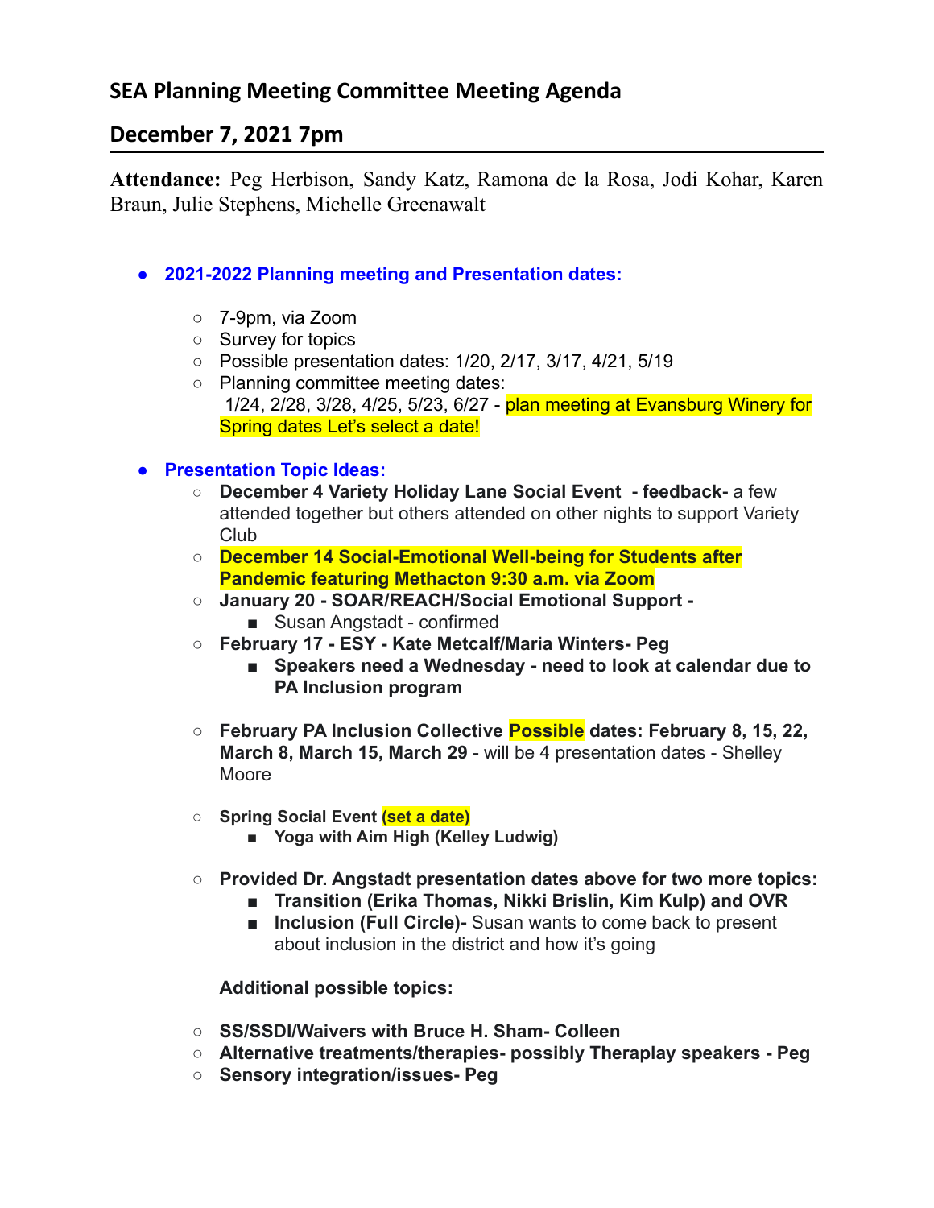## SEA Planning Meeting Committee Meeting Agenda

## December 7, 2021 7pm

**Attendance:** Peg Herbison, Sandy Katz, Ramona de la Rosa, Jodi Kohar, Karen Braun, Julie Stephens, Michelle Greenawalt

- **2021-2022 Planning meeting and Presentation dates:**
  - 7-9pm, via Zoom
  - Survey for topics
  - Possible presentation dates: 1/20, 2/17, 3/17, 4/21, 5/19
  - Planning committee meeting dates:
    1/24, 2/28, 3/28, 4/25, 5/23, 6/27 - plan meeting at Evansburg Winery for Spring dates Let's select a date!

- **Presentation Topic Ideas:**
  - **December 4 Variety Holiday Lane Social Event - feedback-** a few attended together but others attended on other nights to support Variety Club
  - **December 14 Social-Emotional Well-being for Students after Pandemic featuring Methacton 9:30 a.m. via Zoom**
  - **January 20 - SOAR/REACH/Social Emotional Support -**
    - Susan Angstadt - confirmed
  - **February 17 - ESY - Kate Metcalf/Maria Winters- Peg**
    - **Speakers need a Wednesday - need to look at calendar due to PA Inclusion program**

  - **February PA Inclusion Collective Possible dates: February 8, 15, 22, March 8, March 15, March 29** - will be 4 presentation dates - Shelley Moore

  - **Spring Social Event (set a date)**
    - **Yoga with Aim High (Kelley Ludwig)**

  - **Provided Dr. Angstadt presentation dates above for two more topics:**
    - **Transition (Erika Thomas, Nikki Brislin, Kim Kulp) and OVR**
    - **Inclusion (Full Circle)-** Susan wants to come back to present about inclusion in the district and how it's going

    **Additional possible topics:**

  - **SS/SSDI/Waivers with Bruce H. Sham- Colleen**
  - **Alternative treatments/therapies- possibly Theraplay speakers - Peg**
  - **Sensory integration/issues- Peg**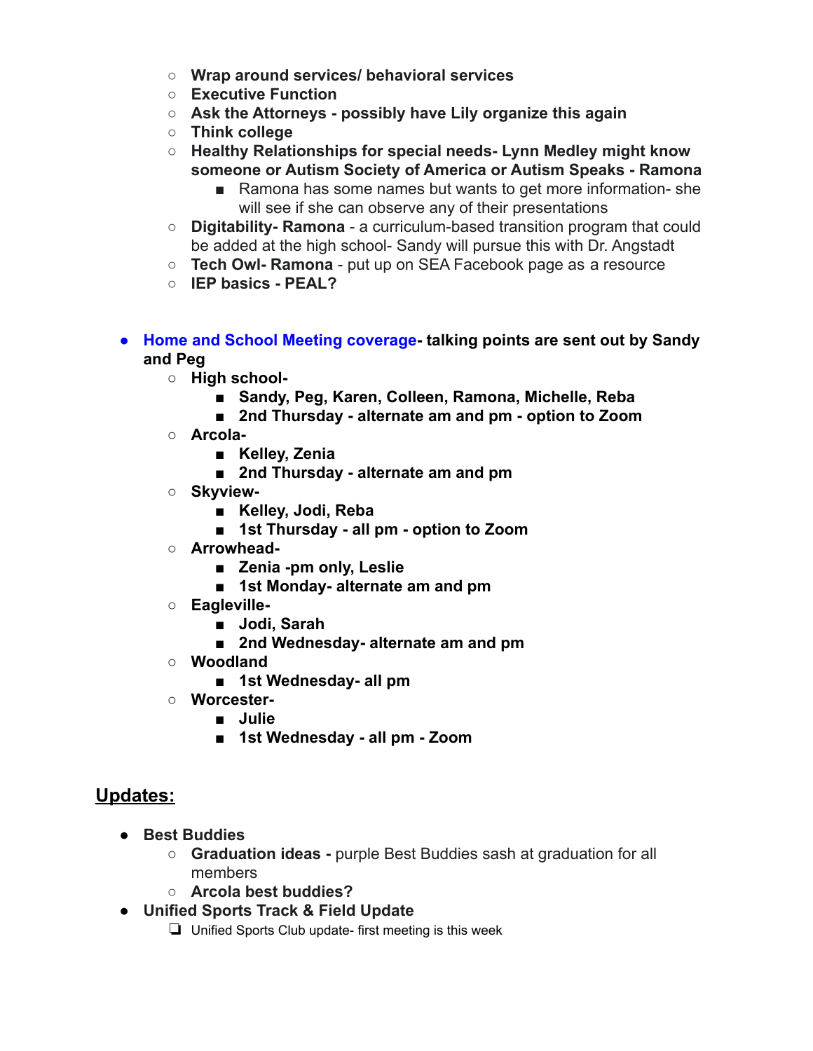- **Wrap around services/ behavioral services**
- **Executive Function**
- **Ask the Attorneys - possibly have Lily organize this again**
- **Think college**
- **Healthy Relationships for special needs- Lynn Medley might know someone or Autism Society of America or Autism Speaks - Ramona**
    - Ramona has some names but wants to get more information- she will see if she can observe any of their presentations
- **Digitability- Ramona** - a curriculum-based transition program that could be added at the high school- Sandy will pursue this with Dr. Angstadt
- **Tech Owl- Ramona** - put up on SEA Facebook page as a resource
- **IEP basics - PEAL?**

- **Home and School Meeting coverage- talking points are sent out by Sandy and Peg**
    - **High school-**
        - **Sandy, Peg, Karen, Colleen, Ramona, Michelle, Reba**
        - **2nd Thursday - alternate am and pm - option to Zoom**
    - **Arcola-**
        - **Kelley, Zenia**
        - **2nd Thursday - alternate am and pm**
    - **Skyview-**
        - **Kelley, Jodi, Reba**
        - **1st Thursday - all pm - option to Zoom**
    - **Arrowhead-**
        - **Zenia -pm only, Leslie**
        - **1st Monday- alternate am and pm**
    - **Eagleville-**
        - **Jodi, Sarah**
        - **2nd Wednesday- alternate am and pm**
    - **Woodland**
        - **1st Wednesday- all pm**
    - **Worcester-**
        - **Julie**
        - **1st Wednesday - all pm - Zoom**

## Updates:

- **Best Buddies**
    - **Graduation ideas -** purple Best Buddies sash at graduation for all members
    - **Arcola best buddies?**
- **Unified Sports Track & Field Update**
    - [ ] Unified Sports Club update- first meeting is this week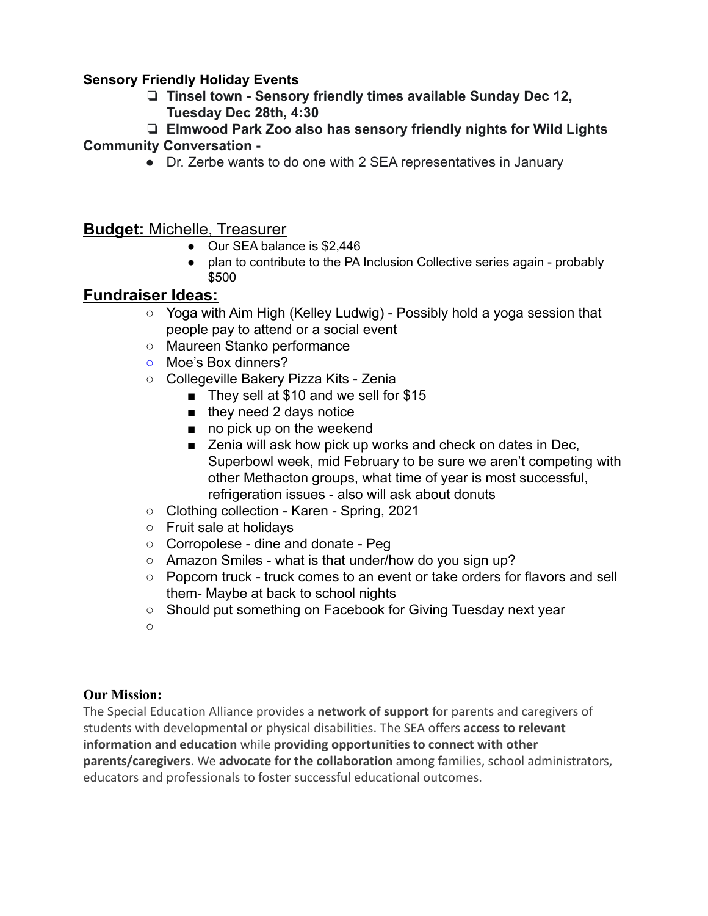**Sensory Friendly Holiday Events**

- [ ] **Tinsel town - Sensory friendly times available Sunday Dec 12, Tuesday Dec 28th, 4:30**
- [ ] **Elmwood Park Zoo also has sensory friendly nights for Wild Lights**

**Community Conversation -**

- Dr. Zerbe wants to do one with 2 SEA representatives in January

## **Budget:** Michelle, Treasurer

- Our SEA balance is $2,446
- plan to contribute to the PA Inclusion Collective series again - probably $500

## **Fundraiser Ideas:**

- Yoga with Aim High (Kelley Ludwig) - Possibly hold a yoga session that people pay to attend or a social event
- Maureen Stanko performance
- Moe's Box dinners?
- Collegeville Bakery Pizza Kits - Zenia
  - They sell at $10 and we sell for $15
  - they need 2 days notice
  - no pick up on the weekend
  - Zenia will ask how pick up works and check on dates in Dec, Superbowl week, mid February to be sure we aren't competing with other Methacton groups, what time of year is most successful, refrigeration issues - also will ask about donuts
- Clothing collection - Karen - Spring, 2021
- Fruit sale at holidays
- Corropolese - dine and donate - Peg
- Amazon Smiles - what is that under/how do you sign up?
- Popcorn truck - truck comes to an event or take orders for flavors and sell them- Maybe at back to school nights
- Should put something on Facebook for Giving Tuesday next year

**Our Mission:**

The Special Education Alliance provides a **network of support** for parents and caregivers of students with developmental or physical disabilities. The SEA offers **access to relevant information and education** while **providing opportunities to connect with other parents/caregivers**. We **advocate for the collaboration** among families, school administrators, educators and professionals to foster successful educational outcomes.